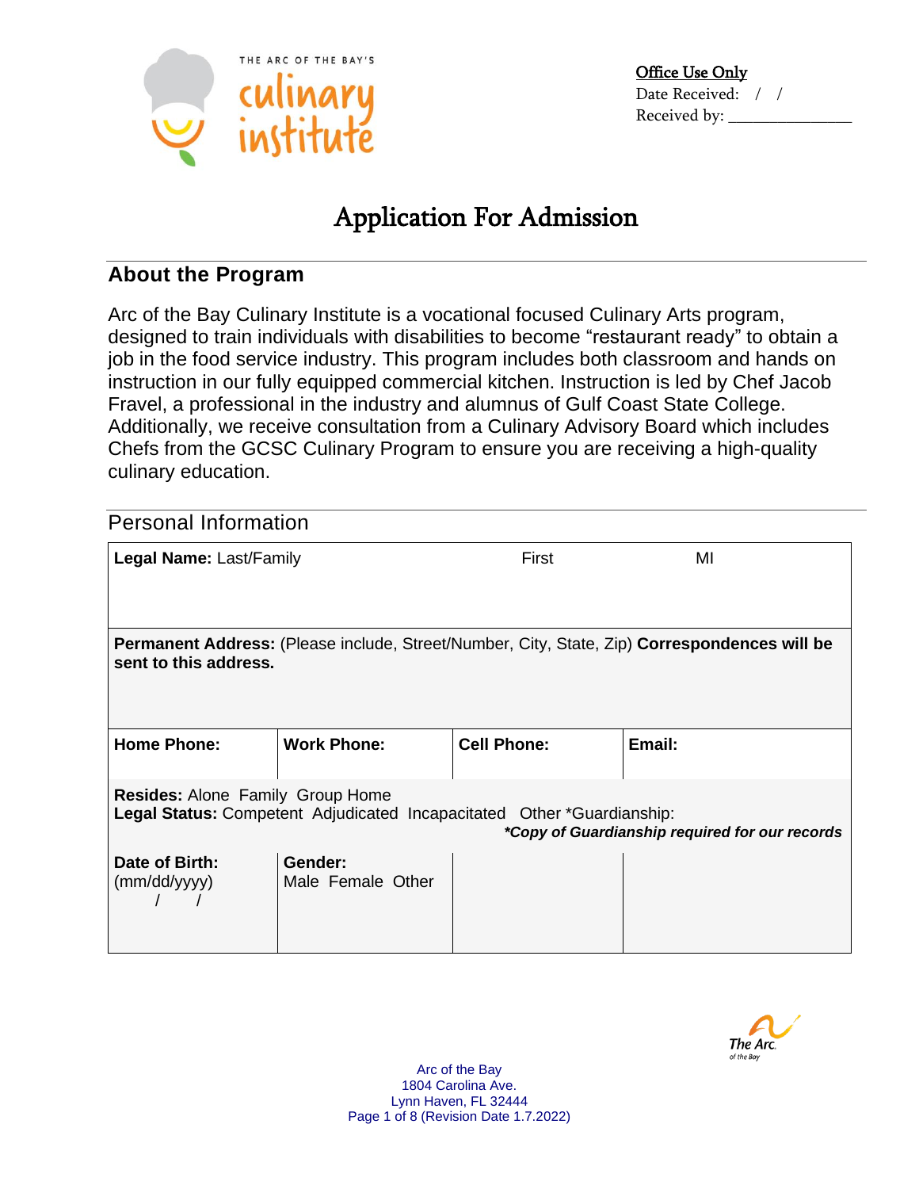THE ARC OF THE BAY'S culinary institute

**Office Use Only**
Date Received: / /
Received by: _______________

# Application For Admission

## About the Program

Arc of the Bay Culinary Institute is a vocational focused Culinary Arts program, designed to train individuals with disabilities to become "restaurant ready" to obtain a job in the food service industry. This program includes both classroom and hands on instruction in our fully equipped commercial kitchen. Instruction is led by Chef Jacob Fravel, a professional in the industry and alumnus of Gulf Coast State College. Additionally, we receive consultation from a Culinary Advisory Board which includes Chefs from the GCSC Culinary Program to ensure you are receiving a high-quality culinary education.

## Personal Information

| **Legal Name:** Last/Family | | First | MI |
|---|---|---|---|
| **Permanent Address:** (Please include, Street/Number, City, State, Zip) **Correspondences will be sent to this address.** | | | |
| **Home Phone:** | **Work Phone:** | **Cell Phone:** | **Email:** |
| **Resides:** Alone Family Group Home<br>**Legal Status:** Competent Adjudicated Incapacitated Other *Guardianship:<br>***Copy of Guardianship required for our records*** | | | |
| **Date of Birth:** (mm/dd/yyyy) / / | **Gender:** Male Female Other | | |

Arc of the Bay
1804 Carolina Ave.
Lynn Haven, FL 32444
(Revision Date 1.7.2022)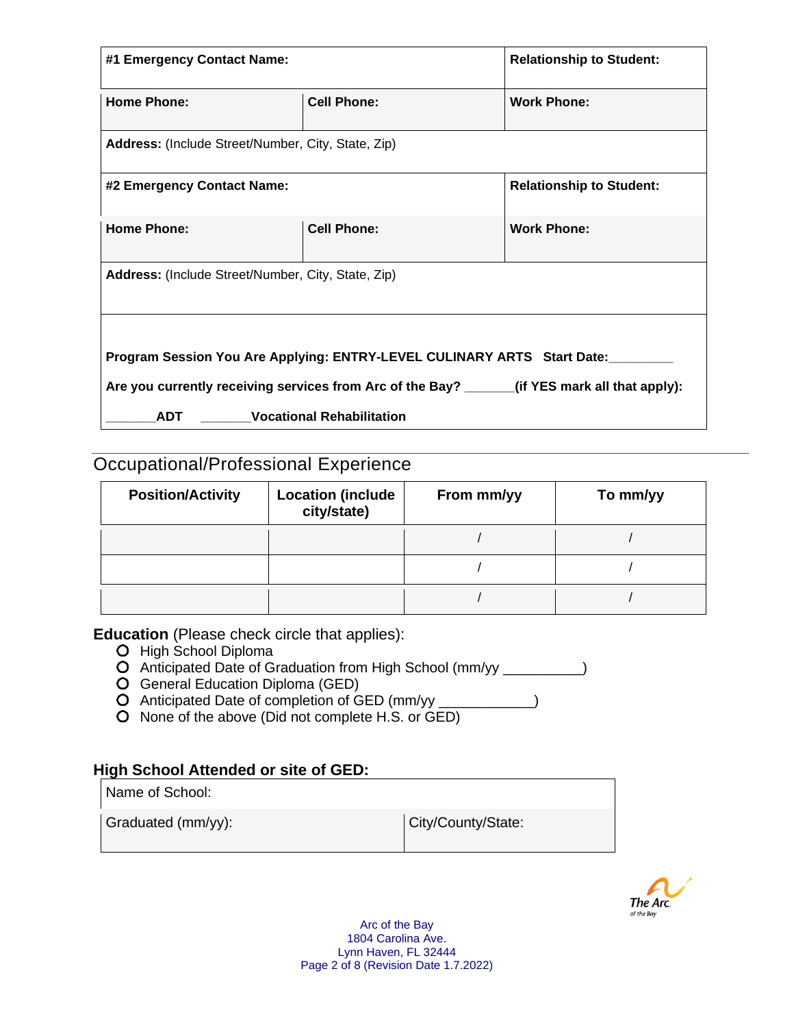| **#1 Emergency Contact Name:** | | **Relationship to Student:** |
|---|---|---|
| **Home Phone:** | **Cell Phone:** | **Work Phone:** |
| **Address:** (Include Street/Number, City, State, Zip) | | |
| **#2 Emergency Contact Name:** | | **Relationship to Student:** |
| **Home Phone:** | **Cell Phone:** | **Work Phone:** |
| **Address:** (Include Street/Number, City, State, Zip) | | |

**Program Session You Are Applying: ENTRY-LEVEL CULINARY ARTS Start Date:_________**

**Are you currently receiving services from Arc of the Bay? _______(if YES mark all that apply):**

**_______ADT _______Vocational Rehabilitation**

## Occupational/Professional Experience

| Position/Activity | Location (include city/state) | From mm/yy | To mm/yy |
|---|---|---|---|
| | | / | / |
| | | / | / |
| | | / | / |

**Education** (Please check circle that applies):

- O High School Diploma
- O Anticipated Date of Graduation from High School (mm/yy __________)
- O General Education Diploma (GED)
- O Anticipated Date of completion of GED (mm/yy ____________)
- O None of the above (Did not complete H.S. or GED)

**High School Attended or site of GED:**

| Name of School: | |
|---|---|
| Graduated (mm/yy): | City/County/State: |

Arc of the Bay
1804 Carolina Ave.
Lynn Haven, FL 32444
(Revision Date 1.7.2022)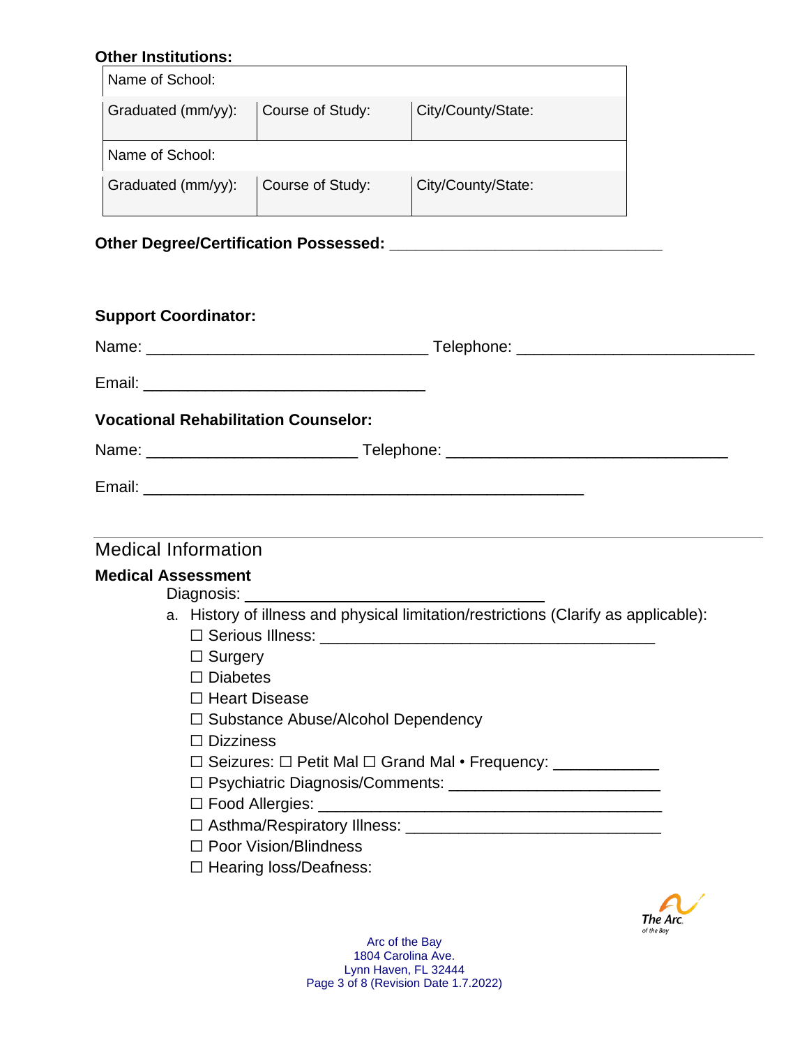**Other Institutions:**

| Name of School: | | |
|---|---|---|
| Graduated (mm/yy): | Course of Study: | City/County/State: |
| Name of School: | | |
| Graduated (mm/yy): | Course of Study: | City/County/State: |

**Other Degree/Certification Possessed:** ______________________________

**Support Coordinator:**

Name: _______________________________ Telephone: __________________________

Email: _______________________________

**Vocational Rehabilitation Counselor:**

Name: _______________________ Telephone: _______________________________

Email: ________________________________________________

## Medical Information

**Medical Assessment**

Diagnosis: _________________________________

a. History of illness and physical limitation/restrictions (Clarify as applicable):

☐ Serious Illness: _____________________________________
☐ Surgery
☐ Diabetes
☐ Heart Disease
☐ Substance Abuse/Alcohol Dependency
☐ Dizziness
☐ Seizures: ☐ Petit Mal ☐ Grand Mal • Frequency: ___________
☐ Psychiatric Diagnosis/Comments: _______________________
☐ Food Allergies: ______________________________________
☐ Asthma/Respiratory Illness: ____________________________
☐ Poor Vision/Blindness
☐ Hearing loss/Deafness:

Arc of the Bay
1804 Carolina Ave.
Lynn Haven, FL 32444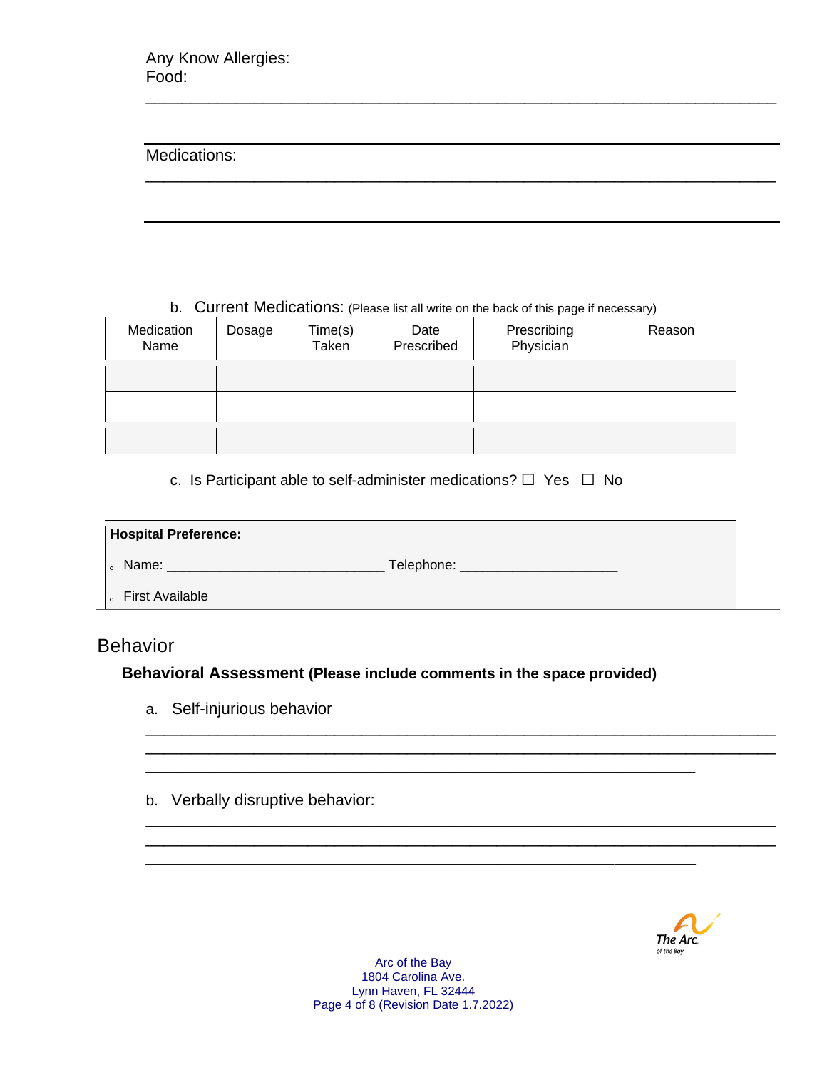Any Know Allergies:
Food:

______________________________________________________________________

______________________________________________________________________

Medications:

______________________________________________________________________

______________________________________________________________________

b. Current Medications: (Please list all write on the back of this page if necessary)

| Medication Name | Dosage | Time(s) Taken | Date Prescribed | Prescribing Physician | Reason |
|---|---|---|---|---|---|
| | | | | | |
| | | | | | |
| | | | | | |

c. Is Participant able to self-administer medications? ☐ Yes ☐ No

**Hospital Preference:**

- Name: ____________________________ Telephone: ____________________
- First Available

## Behavior

### Behavioral Assessment (Please include comments in the space provided)

a. Self-injurious behavior

______________________________________________________________________

______________________________________________________________________

______________________________________________________________

b. Verbally disruptive behavior:

______________________________________________________________________

______________________________________________________________________

______________________________________________________________

Arc of the Bay
1804 Carolina Ave.
Lynn Haven, FL 32444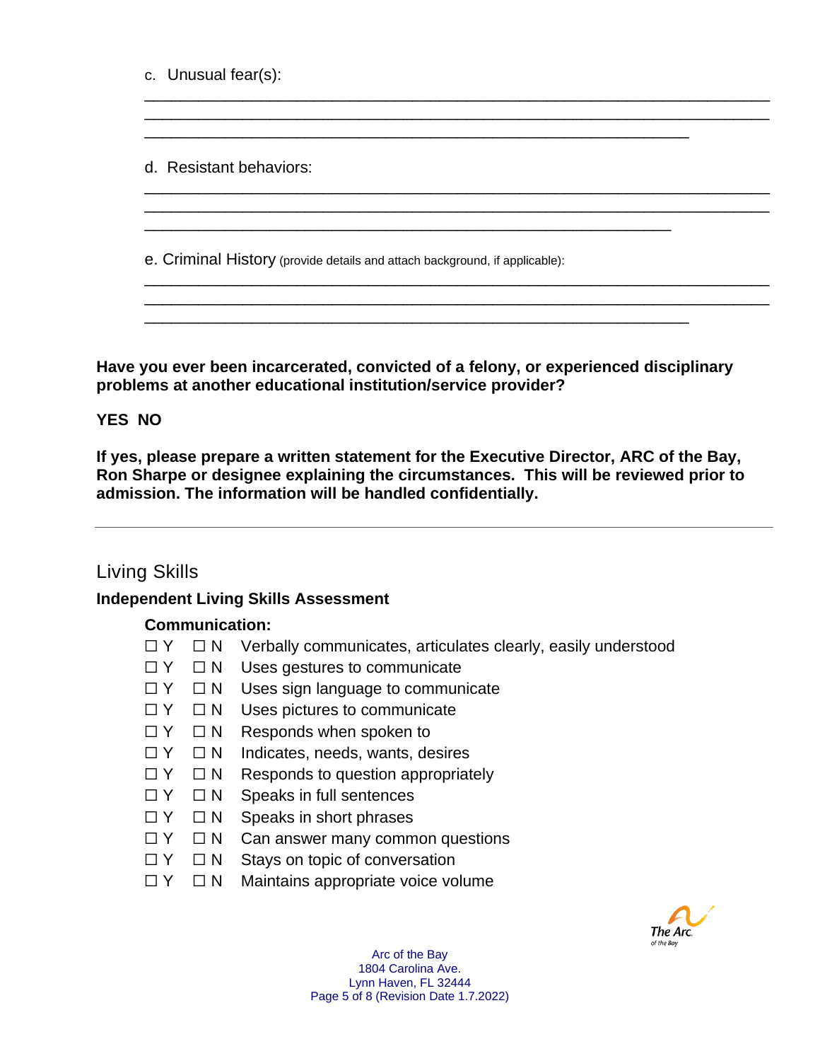c. Unusual fear(s):

______________________________________________________________________
______________________________________________________________________
____________________________________________________________

d. Resistant behaviors:

______________________________________________________________________
______________________________________________________________________
__________________________________________________________

e. Criminal History (provide details and attach background, if applicable):

______________________________________________________________________
______________________________________________________________________
____________________________________________________________

**Have you ever been incarcerated, convicted of a felony, or experienced disciplinary problems at another educational institution/service provider?**

**YES NO**

**If yes, please prepare a written statement for the Executive Director, ARC of the Bay, Ron Sharpe or designee explaining the circumstances. This will be reviewed prior to admission. The information will be handled confidentially.**

---

## Living Skills

### Independent Living Skills Assessment

**Communication:**

- ☐ Y ☐ N Verbally communicates, articulates clearly, easily understood
- ☐ Y ☐ N Uses gestures to communicate
- ☐ Y ☐ N Uses sign language to communicate
- ☐ Y ☐ N Uses pictures to communicate
- ☐ Y ☐ N Responds when spoken to
- ☐ Y ☐ N Indicates, needs, wants, desires
- ☐ Y ☐ N Responds to question appropriately
- ☐ Y ☐ N Speaks in full sentences
- ☐ Y ☐ N Speaks in short phrases
- ☐ Y ☐ N Can answer many common questions
- ☐ Y ☐ N Stays on topic of conversation
- ☐ Y ☐ N Maintains appropriate voice volume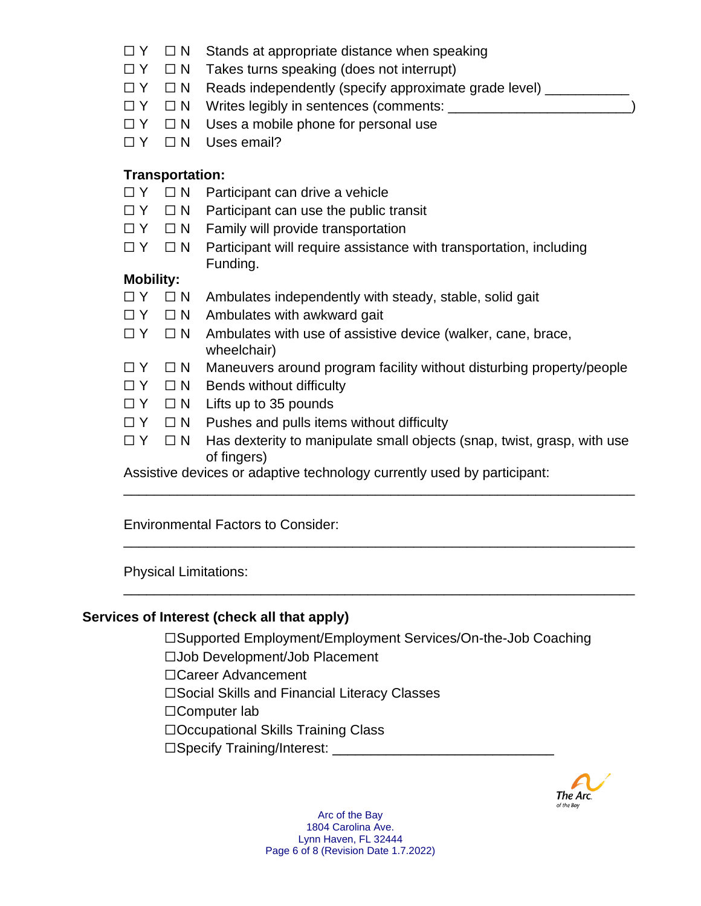☐ Y ☐ N Stands at appropriate distance when speaking
☐ Y ☐ N Takes turns speaking (does not interrupt)
☐ Y ☐ N Reads independently (specify approximate grade level) ___________
☐ Y ☐ N Writes legibly in sentences (comments: _______________________)
☐ Y ☐ N Uses a mobile phone for personal use
☐ Y ☐ N Uses email?

**Transportation:**

☐ Y ☐ N Participant can drive a vehicle
☐ Y ☐ N Participant can use the public transit
☐ Y ☐ N Family will provide transportation
☐ Y ☐ N Participant will require assistance with transportation, including Funding.

**Mobility:**

☐ Y ☐ N Ambulates independently with steady, stable, solid gait
☐ Y ☐ N Ambulates with awkward gait
☐ Y ☐ N Ambulates with use of assistive device (walker, cane, brace, wheelchair)
☐ Y ☐ N Maneuvers around program facility without disturbing property/people
☐ Y ☐ N Bends without difficulty
☐ Y ☐ N Lifts up to 35 pounds
☐ Y ☐ N Pushes and pulls items without difficulty
☐ Y ☐ N Has dexterity to manipulate small objects (snap, twist, grasp, with use of fingers)

Assistive devices or adaptive technology currently used by participant:

_________________________________________________________________

Environmental Factors to Consider:

_________________________________________________________________

Physical Limitations:

_________________________________________________________________

**Services of Interest (check all that apply)**

☐Supported Employment/Employment Services/On-the-Job Coaching
☐Job Development/Job Placement
☐Career Advancement
☐Social Skills and Financial Literacy Classes
☐Computer lab
☐Occupational Skills Training Class
☐Specify Training/Interest: ____________________________

Arc of the Bay
1804 Carolina Ave.
Lynn Haven, FL 32444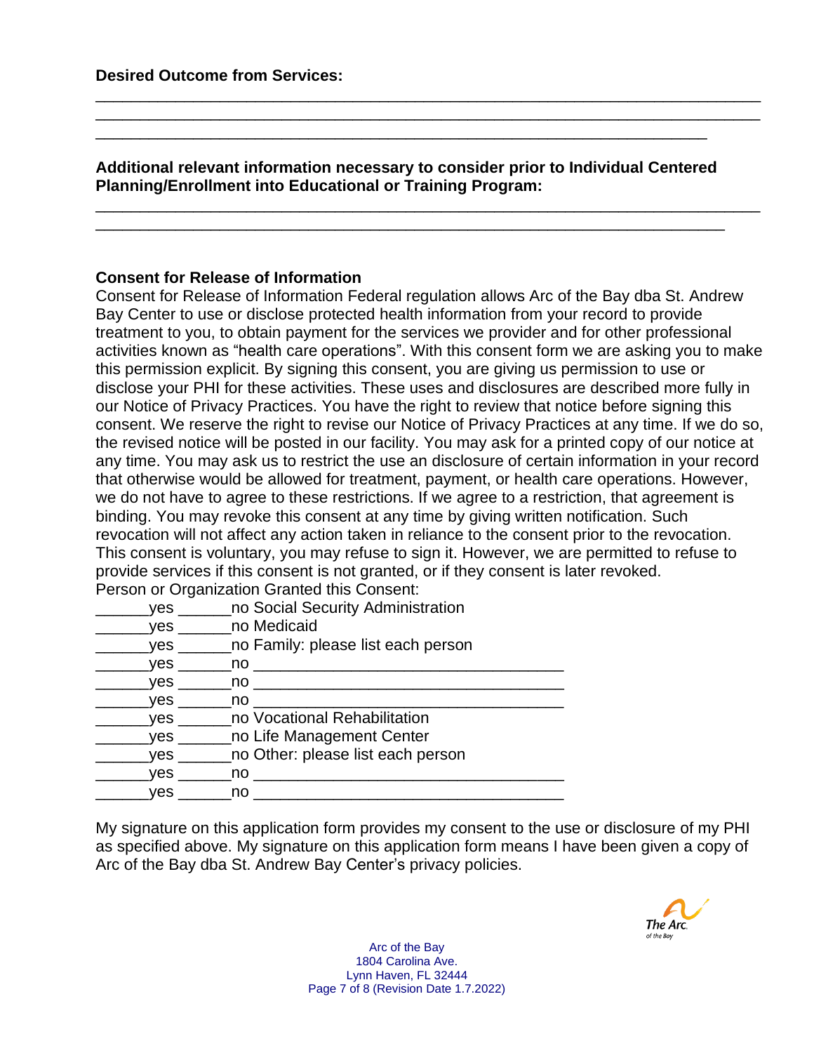**Desired Outcome from Services:**

________________________________________________________________________
________________________________________________________________________
__________________________________________________________________

**Additional relevant information necessary to consider prior to Individual Centered Planning/Enrollment into Educational or Training Program:**

________________________________________________________________________
____________________________________________________________________

**Consent for Release of Information**

Consent for Release of Information Federal regulation allows Arc of the Bay dba St. Andrew Bay Center to use or disclose protected health information from your record to provide treatment to you, to obtain payment for the services we provider and for other professional activities known as "health care operations". With this consent form we are asking you to make this permission explicit. By signing this consent, you are giving us permission to use or disclose your PHI for these activities. These uses and disclosures are described more fully in our Notice of Privacy Practices. You have the right to review that notice before signing this consent. We reserve the right to revise our Notice of Privacy Practices at any time. If we do so, the revised notice will be posted in our facility. You may ask for a printed copy of our notice at any time. You may ask us to restrict the use an disclosure of certain information in your record that otherwise would be allowed for treatment, payment, or health care operations. However, we do not have to agree to these restrictions. If we agree to a restriction, that agreement is binding. You may revoke this consent at any time by giving written notification. Such revocation will not affect any action taken in reliance to the consent prior to the revocation. This consent is voluntary, you may refuse to sign it. However, we are permitted to refuse to provide services if this consent is not granted, or if they consent is later revoked.

Person or Organization Granted this Consent:

______yes ______no Social Security Administration
______yes ______no Medicaid
______yes ______no Family: please list each person
______yes ______no __________________________________
______yes ______no __________________________________
______yes ______no __________________________________
______yes ______no Vocational Rehabilitation
______yes ______no Life Management Center
______yes ______no Other: please list each person
______yes ______no __________________________________
______yes ______no __________________________________

My signature on this application form provides my consent to the use or disclosure of my PHI as specified above. My signature on this application form means I have been given a copy of Arc of the Bay dba St. Andrew Bay Center's privacy policies.

Arc of the Bay
1804 Carolina Ave.
Lynn Haven, FL 32444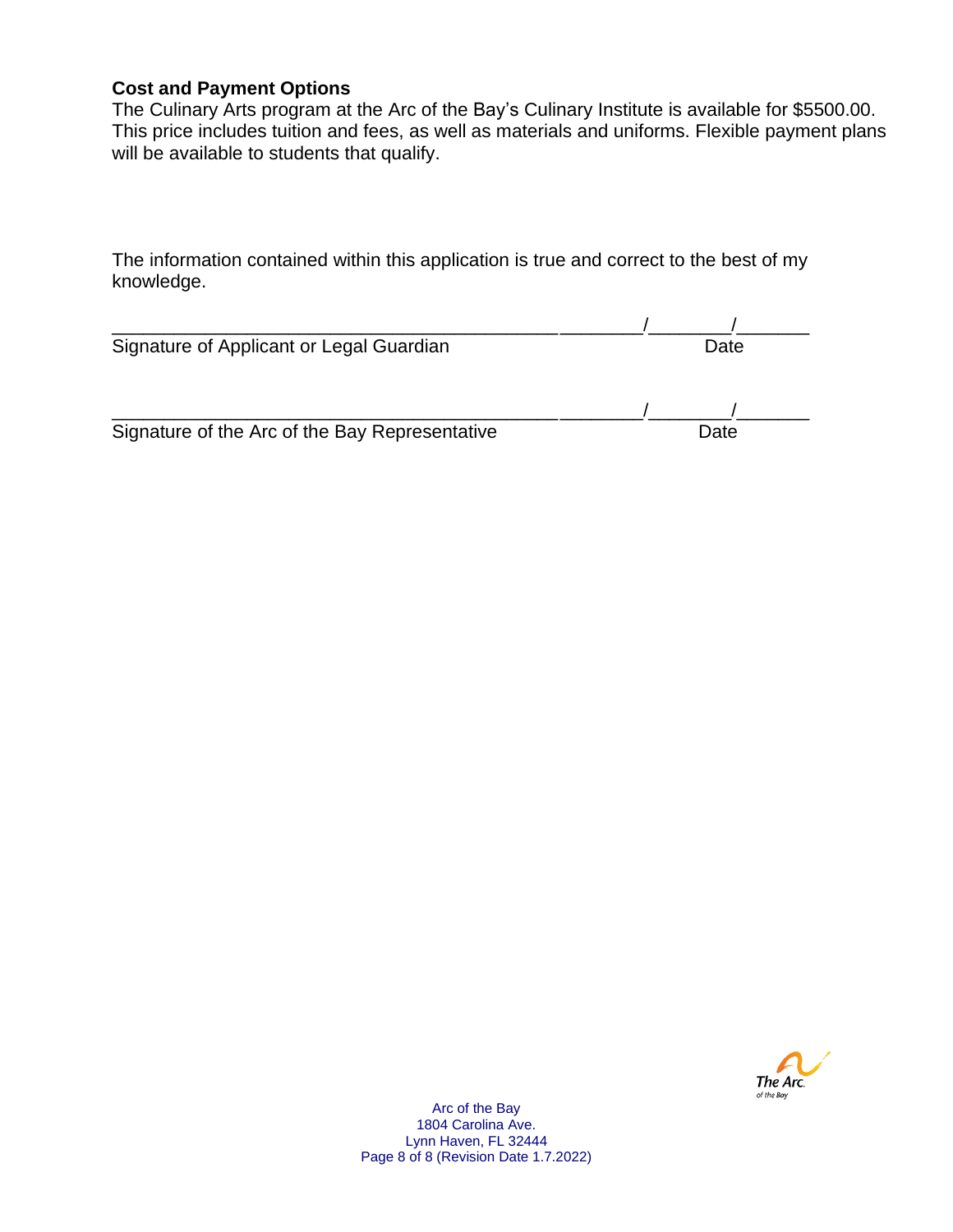**Cost and Payment Options**

The Culinary Arts program at the Arc of the Bay's Culinary Institute is available for $5500.00. This price includes tuition and fees, as well as materials and uniforms. Flexible payment plans will be available to students that qualify.

The information contained within this application is true and correct to the best of my knowledge.

_____________________________________________________________/________/_______
Signature of Applicant or Legal Guardian Date

_____________________________________________________________/________/_______
Signature of the Arc of the Bay Representative Date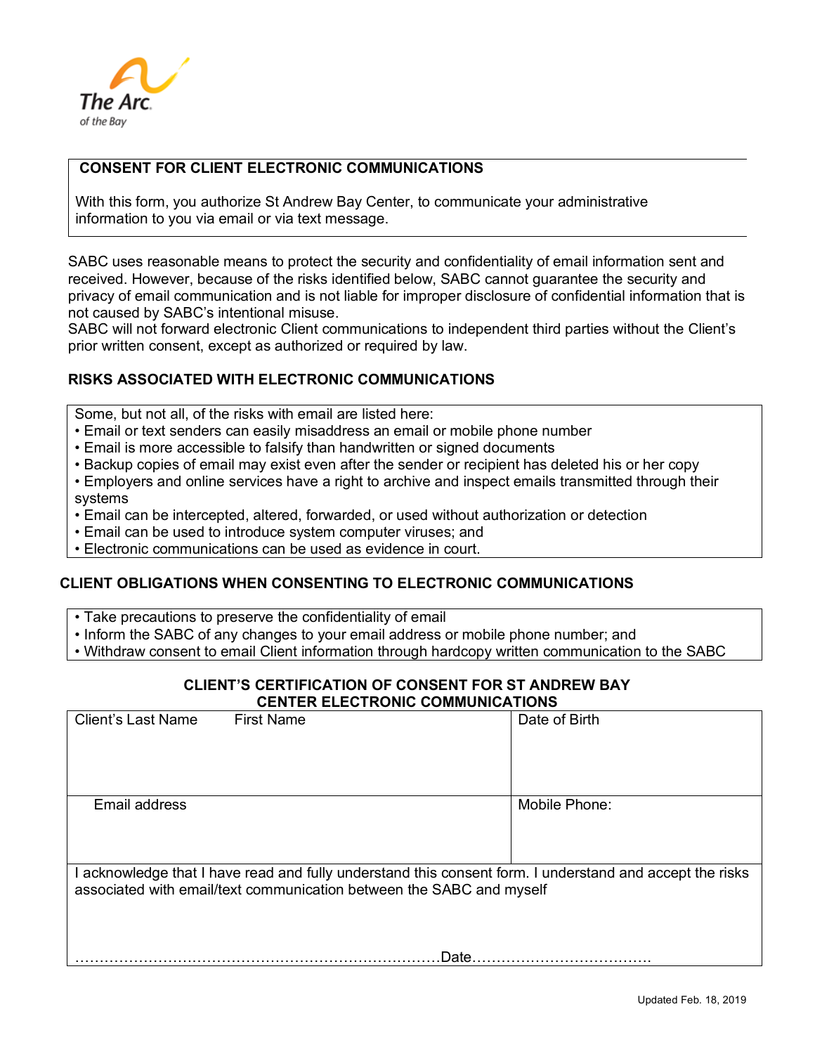The Arc
of the Bay

## CONSENT FOR CLIENT ELECTRONIC COMMUNICATIONS

With this form, you authorize St Andrew Bay Center, to communicate your administrative information to you via email or via text message.

SABC uses reasonable means to protect the security and confidentiality of email information sent and received. However, because of the risks identified below, SABC cannot guarantee the security and privacy of email communication and is not liable for improper disclosure of confidential information that is not caused by SABC's intentional misuse.
SABC will not forward electronic Client communications to independent third parties without the Client's prior written consent, except as authorized or required by law.

## RISKS ASSOCIATED WITH ELECTRONIC COMMUNICATIONS

Some, but not all, of the risks with email are listed here:

- Email or text senders can easily misaddress an email or mobile phone number
- Email is more accessible to falsify than handwritten or signed documents
- Backup copies of email may exist even after the sender or recipient has deleted his or her copy
- Employers and online services have a right to archive and inspect emails transmitted through their systems
- Email can be intercepted, altered, forwarded, or used without authorization or detection
- Email can be used to introduce system computer viruses; and
- Electronic communications can be used as evidence in court.

## CLIENT OBLIGATIONS WHEN CONSENTING TO ELECTRONIC COMMUNICATIONS

- Take precautions to preserve the confidentiality of email
- Inform the SABC of any changes to your email address or mobile phone number; and
- Withdraw consent to email Client information through hardcopy written communication to the SABC

## CLIENT'S CERTIFICATION OF CONSENT FOR ST ANDREW BAY CENTER ELECTRONIC COMMUNICATIONS

| Client's Last Name First Name | Date of Birth |
| --- | --- |
| Email address | Mobile Phone: |

I acknowledge that I have read and fully understand this consent form. I understand and accept the risks associated with email/text communication between the SABC and myself

……………………………………………………………………Date………………………………….

Updated Feb. 18, 2019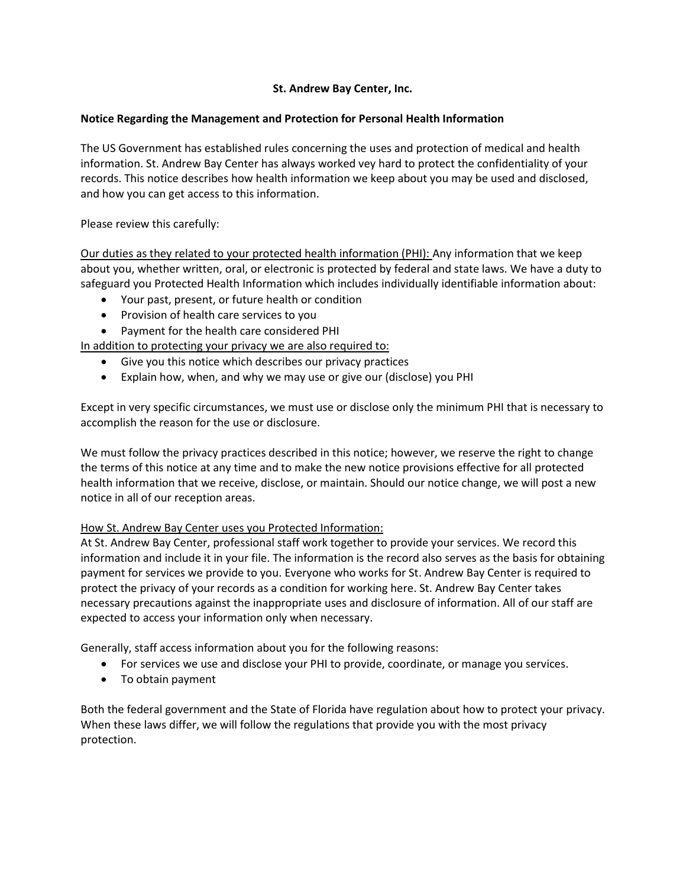**St. Andrew Bay Center, Inc.**

**Notice Regarding the Management and Protection for Personal Health Information**

The US Government has established rules concerning the uses and protection of medical and health information. St. Andrew Bay Center has always worked vey hard to protect the confidentiality of your records. This notice describes how health information we keep about you may be used and disclosed, and how you can get access to this information.

Please review this carefully:

<u>Our duties as they related to your protected health information (PHI):</u> Any information that we keep about you, whether written, oral, or electronic is protected by federal and state laws. We have a duty to safeguard you Protected Health Information which includes individually identifiable information about:

- Your past, present, or future health or condition
- Provision of health care services to you
- Payment for the health care considered PHI

<u>In addition to protecting your privacy we are also required to:</u>

- Give you this notice which describes our privacy practices
- Explain how, when, and why we may use or give our (disclose) you PHI

Except in very specific circumstances, we must use or disclose only the minimum PHI that is necessary to accomplish the reason for the use or disclosure.

We must follow the privacy practices described in this notice; however, we reserve the right to change the terms of this notice at any time and to make the new notice provisions effective for all protected health information that we receive, disclose, or maintain. Should our notice change, we will post a new notice in all of our reception areas.

<u>How St. Andrew Bay Center uses you Protected Information:</u>
At St. Andrew Bay Center, professional staff work together to provide your services. We record this information and include it in your file. The information is the record also serves as the basis for obtaining payment for services we provide to you. Everyone who works for St. Andrew Bay Center is required to protect the privacy of your records as a condition for working here. St. Andrew Bay Center takes necessary precautions against the inappropriate uses and disclosure of information. All of our staff are expected to access your information only when necessary.

Generally, staff access information about you for the following reasons:

- For services we use and disclose your PHI to provide, coordinate, or manage you services.
- To obtain payment

Both the federal government and the State of Florida have regulation about how to protect your privacy. When these laws differ, we will follow the regulations that provide you with the most privacy protection.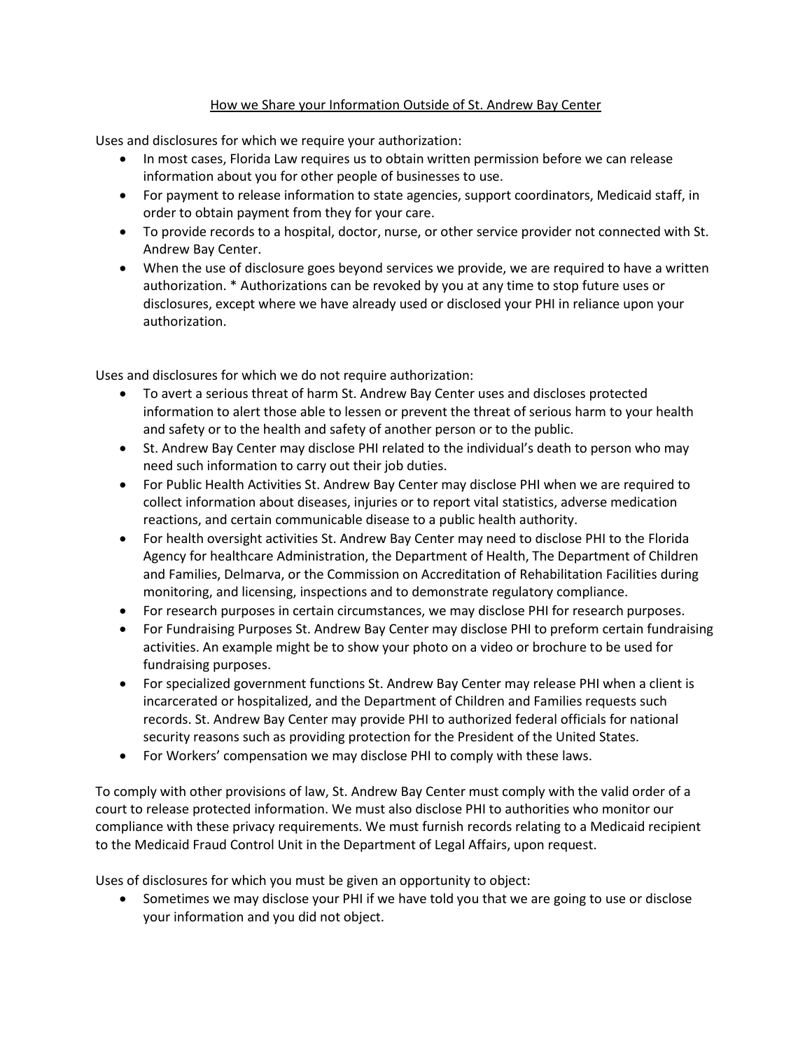## How we Share your Information Outside of St. Andrew Bay Center

Uses and disclosures for which we require your authorization:

- In most cases, Florida Law requires us to obtain written permission before we can release information about you for other people of businesses to use.
- For payment to release information to state agencies, support coordinators, Medicaid staff, in order to obtain payment from they for your care.
- To provide records to a hospital, doctor, nurse, or other service provider not connected with St. Andrew Bay Center.
- When the use of disclosure goes beyond services we provide, we are required to have a written authorization. * Authorizations can be revoked by you at any time to stop future uses or disclosures, except where we have already used or disclosed your PHI in reliance upon your authorization.

Uses and disclosures for which we do not require authorization:

- To avert a serious threat of harm St. Andrew Bay Center uses and discloses protected information to alert those able to lessen or prevent the threat of serious harm to your health and safety or to the health and safety of another person or to the public.
- St. Andrew Bay Center may disclose PHI related to the individual's death to person who may need such information to carry out their job duties.
- For Public Health Activities St. Andrew Bay Center may disclose PHI when we are required to collect information about diseases, injuries or to report vital statistics, adverse medication reactions, and certain communicable disease to a public health authority.
- For health oversight activities St. Andrew Bay Center may need to disclose PHI to the Florida Agency for healthcare Administration, the Department of Health, The Department of Children and Families, Delmarva, or the Commission on Accreditation of Rehabilitation Facilities during monitoring, and licensing, inspections and to demonstrate regulatory compliance.
- For research purposes in certain circumstances, we may disclose PHI for research purposes.
- For Fundraising Purposes St. Andrew Bay Center may disclose PHI to preform certain fundraising activities. An example might be to show your photo on a video or brochure to be used for fundraising purposes.
- For specialized government functions St. Andrew Bay Center may release PHI when a client is incarcerated or hospitalized, and the Department of Children and Families requests such records. St. Andrew Bay Center may provide PHI to authorized federal officials for national security reasons such as providing protection for the President of the United States.
- For Workers' compensation we may disclose PHI to comply with these laws.

To comply with other provisions of law, St. Andrew Bay Center must comply with the valid order of a court to release protected information. We must also disclose PHI to authorities who monitor our compliance with these privacy requirements. We must furnish records relating to a Medicaid recipient to the Medicaid Fraud Control Unit in the Department of Legal Affairs, upon request.

Uses of disclosures for which you must be given an opportunity to object:

- Sometimes we may disclose your PHI if we have told you that we are going to use or disclose your information and you did not object.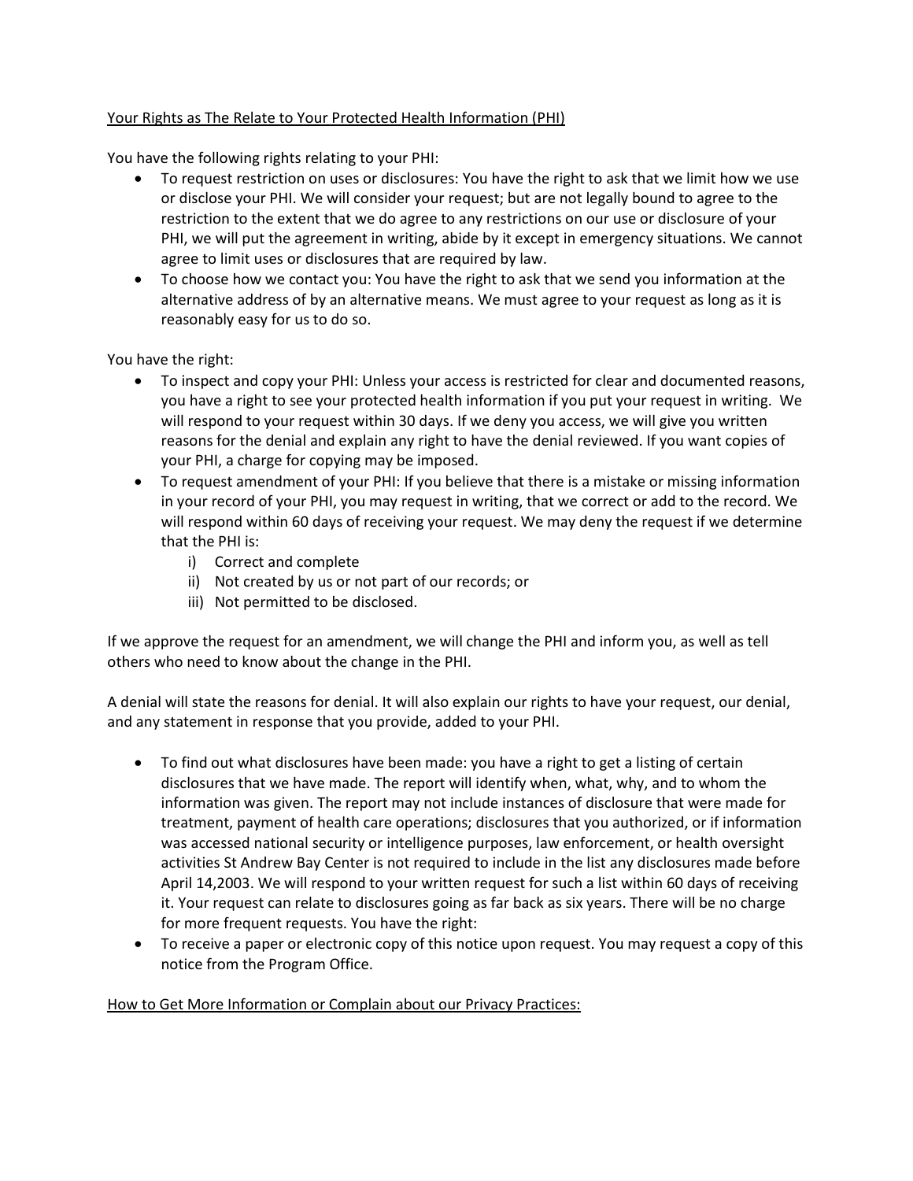Your Rights as The Relate to Your Protected Health Information (PHI)

You have the following rights relating to your PHI:

- To request restriction on uses or disclosures: You have the right to ask that we limit how we use or disclose your PHI. We will consider your request; but are not legally bound to agree to the restriction to the extent that we do agree to any restrictions on our use or disclosure of your PHI, we will put the agreement in writing, abide by it except in emergency situations. We cannot agree to limit uses or disclosures that are required by law.
- To choose how we contact you: You have the right to ask that we send you information at the alternative address of by an alternative means. We must agree to your request as long as it is reasonably easy for us to do so.

You have the right:

- To inspect and copy your PHI: Unless your access is restricted for clear and documented reasons, you have a right to see your protected health information if you put your request in writing. We will respond to your request within 30 days. If we deny you access, we will give you written reasons for the denial and explain any right to have the denial reviewed. If you want copies of your PHI, a charge for copying may be imposed.
- To request amendment of your PHI: If you believe that there is a mistake or missing information in your record of your PHI, you may request in writing, that we correct or add to the record. We will respond within 60 days of receiving your request. We may deny the request if we determine that the PHI is:
  i) Correct and complete
  ii) Not created by us or not part of our records; or
  iii) Not permitted to be disclosed.

If we approve the request for an amendment, we will change the PHI and inform you, as well as tell others who need to know about the change in the PHI.

A denial will state the reasons for denial. It will also explain our rights to have your request, our denial, and any statement in response that you provide, added to your PHI.

- To find out what disclosures have been made: you have a right to get a listing of certain disclosures that we have made. The report will identify when, what, why, and to whom the information was given. The report may not include instances of disclosure that were made for treatment, payment of health care operations; disclosures that you authorized, or if information was accessed national security or intelligence purposes, law enforcement, or health oversight activities St Andrew Bay Center is not required to include in the list any disclosures made before April 14,2003. We will respond to your written request for such a list within 60 days of receiving it. Your request can relate to disclosures going as far back as six years. There will be no charge for more frequent requests. You have the right:
- To receive a paper or electronic copy of this notice upon request. You may request a copy of this notice from the Program Office.

How to Get More Information or Complain about our Privacy Practices: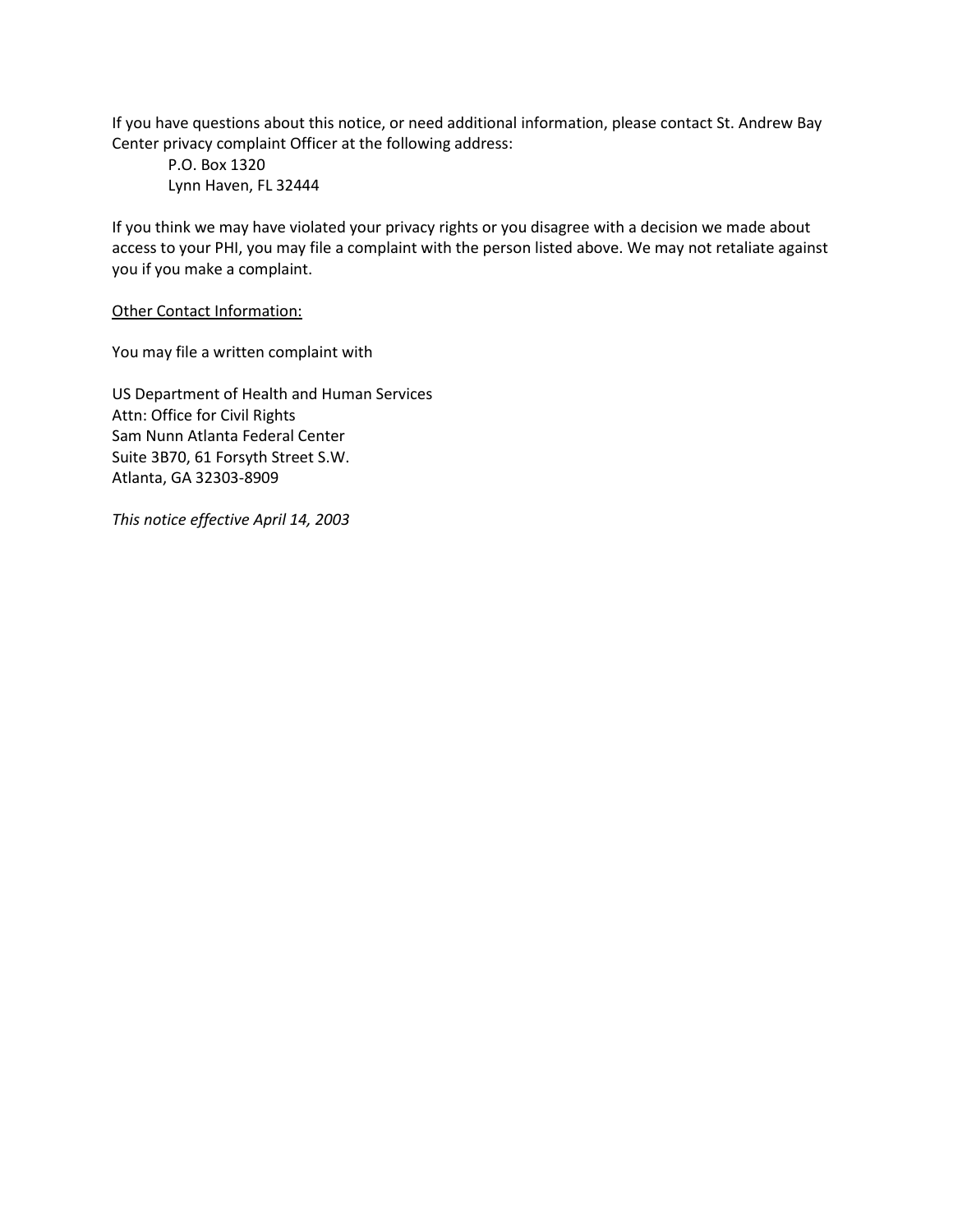If you have questions about this notice, or need additional information, please contact St. Andrew Bay Center privacy complaint Officer at the following address:

P.O. Box 1320
Lynn Haven, FL 32444

If you think we may have violated your privacy rights or you disagree with a decision we made about access to your PHI, you may file a complaint with the person listed above. We may not retaliate against you if you make a complaint.

<u>Other Contact Information:</u>

You may file a written complaint with

US Department of Health and Human Services
Attn: Office for Civil Rights
Sam Nunn Atlanta Federal Center
Suite 3B70, 61 Forsyth Street S.W.
Atlanta, GA 32303-8909

*This notice effective April 14, 2003*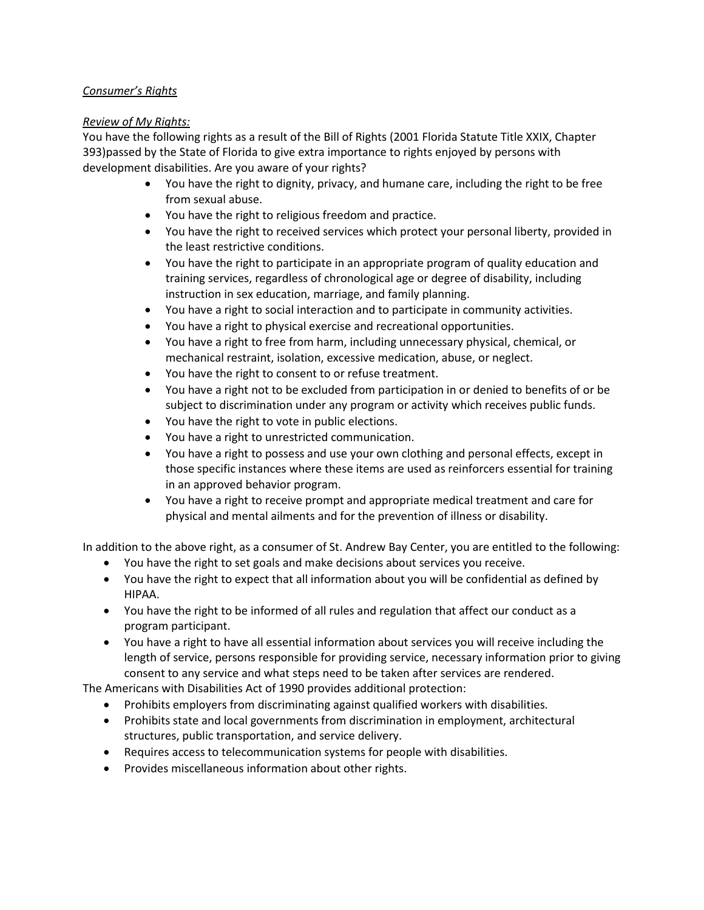*Consumer's Rights*

*Review of My Rights:*

You have the following rights as a result of the Bill of Rights (2001 Florida Statute Title XXIX, Chapter 393)passed by the State of Florida to give extra importance to rights enjoyed by persons with development disabilities. Are you aware of your rights?

- You have the right to dignity, privacy, and humane care, including the right to be free from sexual abuse.
- You have the right to religious freedom and practice.
- You have the right to received services which protect your personal liberty, provided in the least restrictive conditions.
- You have the right to participate in an appropriate program of quality education and training services, regardless of chronological age or degree of disability, including instruction in sex education, marriage, and family planning.
- You have a right to social interaction and to participate in community activities.
- You have a right to physical exercise and recreational opportunities.
- You have a right to free from harm, including unnecessary physical, chemical, or mechanical restraint, isolation, excessive medication, abuse, or neglect.
- You have the right to consent to or refuse treatment.
- You have a right not to be excluded from participation in or denied to benefits of or be subject to discrimination under any program or activity which receives public funds.
- You have the right to vote in public elections.
- You have a right to unrestricted communication.
- You have a right to possess and use your own clothing and personal effects, except in those specific instances where these items are used as reinforcers essential for training in an approved behavior program.
- You have a right to receive prompt and appropriate medical treatment and care for physical and mental ailments and for the prevention of illness or disability.

In addition to the above right, as a consumer of St. Andrew Bay Center, you are entitled to the following:

- You have the right to set goals and make decisions about services you receive.
- You have the right to expect that all information about you will be confidential as defined by HIPAA.
- You have the right to be informed of all rules and regulation that affect our conduct as a program participant.
- You have a right to have all essential information about services you will receive including the length of service, persons responsible for providing service, necessary information prior to giving consent to any service and what steps need to be taken after services are rendered.

The Americans with Disabilities Act of 1990 provides additional protection:

- Prohibits employers from discriminating against qualified workers with disabilities.
- Prohibits state and local governments from discrimination in employment, architectural structures, public transportation, and service delivery.
- Requires access to telecommunication systems for people with disabilities.
- Provides miscellaneous information about other rights.